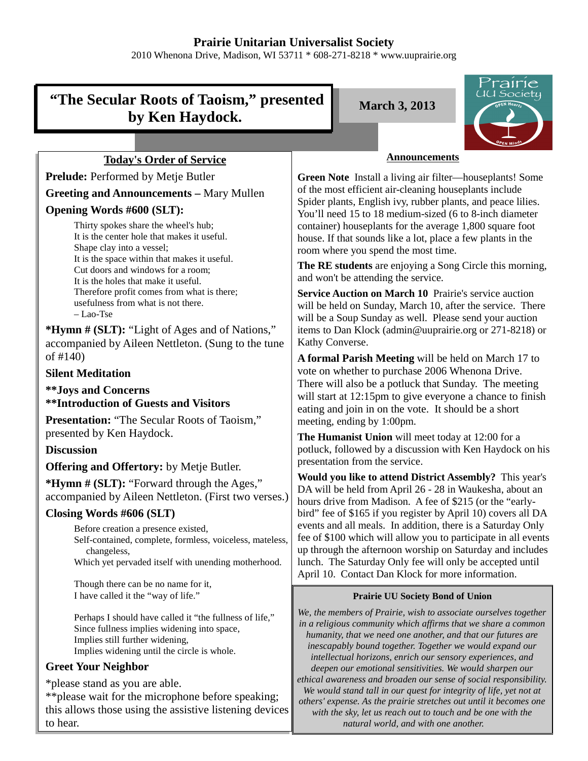# Prairie Unitarian Universalist Society

2010 Whenona Drive, Madison, WI 53711 * 608-271-8218 * www.uuprairie.org

## "The Secular Roots of Taoism," presented by Ken Haydock.

**March 3, 2013**

### Today's Order of Service

**Prelude:** Performed by Metje Butler

**Greeting and Announcements –** Mary Mullen

**Opening Words #600 (SLT):**

Thirty spokes share the wheel's hub;
It is the center hole that makes it useful.
Shape clay into a vessel;
It is the space within that makes it useful.
Cut doors and windows for a room;
It is the holes that make it useful.
Therefore profit comes from what is there;
usefulness from what is not there.
– Lao-Tse

***Hymn # (SLT):** "Light of Ages and of Nations," accompanied by Aileen Nettleton. (Sung to the tune of #140)

**Silent Meditation**

****Joys and Concerns**
****Introduction of Guests and Visitors**

**Presentation:** "The Secular Roots of Taoism," presented by Ken Haydock.

**Discussion**

**Offering and Offertory:** by Metje Butler.

***Hymn # (SLT):** "Forward through the Ages," accompanied by Aileen Nettleton. (First two verses.)

**Closing Words #606 (SLT)**

Before creation a presence existed,
Self-contained, complete, formless, voiceless, mateless, changeless,
Which yet pervaded itself with unending motherhood.

Though there can be no name for it,
I have called it the "way of life."

Perhaps I should have called it "the fullness of life,"
Since fullness implies widening into space,
Implies still further widening,
Implies widening until the circle is whole.

**Greet Your Neighbor**

*please stand as you are able.
**please wait for the microphone before speaking; this allows those using the assistive listening devices to hear.

### Announcements

**Green Note** Install a living air filter—houseplants! Some of the most efficient air-cleaning houseplants include Spider plants, English ivy, rubber plants, and peace lilies. You'll need 15 to 18 medium-sized (6 to 8-inch diameter container) houseplants for the average 1,800 square foot house. If that sounds like a lot, place a few plants in the room where you spend the most time.

**The RE students** are enjoying a Song Circle this morning, and won't be attending the service.

**Service Auction on March 10** Prairie's service auction will be held on Sunday, March 10, after the service. There will be a Soup Sunday as well. Please send your auction items to Dan Klock (admin@uuprairie.org or 271-8218) or Kathy Converse.

**A formal Parish Meeting** will be held on March 17 to vote on whether to purchase 2006 Whenona Drive. There will also be a potluck that Sunday. The meeting will start at 12:15pm to give everyone a chance to finish eating and join in on the vote. It should be a short meeting, ending by 1:00pm.

**The Humanist Union** will meet today at 12:00 for a potluck, followed by a discussion with Ken Haydock on his presentation from the service.

**Would you like to attend District Assembly?** This year's DA will be held from April 26 - 28 in Waukesha, about an hours drive from Madison. A fee of $215 (or the "early-bird" fee of $165 if you register by April 10) covers all DA events and all meals. In addition, there is a Saturday Only fee of $100 which will allow you to participate in all events up through the afternoon worship on Saturday and includes lunch. The Saturday Only fee will only be accepted until April 10. Contact Dan Klock for more information.

**Prairie UU Society Bond of Union**

*We, the members of Prairie, wish to associate ourselves together in a religious community which affirms that we share a common humanity, that we need one another, and that our futures are inescapably bound together. Together we would expand our intellectual horizons, enrich our sensory experiences, and deepen our emotional sensitivities. We would sharpen our ethical awareness and broaden our sense of social responsibility. We would stand tall in our quest for integrity of life, yet not at others' expense. As the prairie stretches out until it becomes one with the sky, let us reach out to touch and be one with the natural world, and with one another.*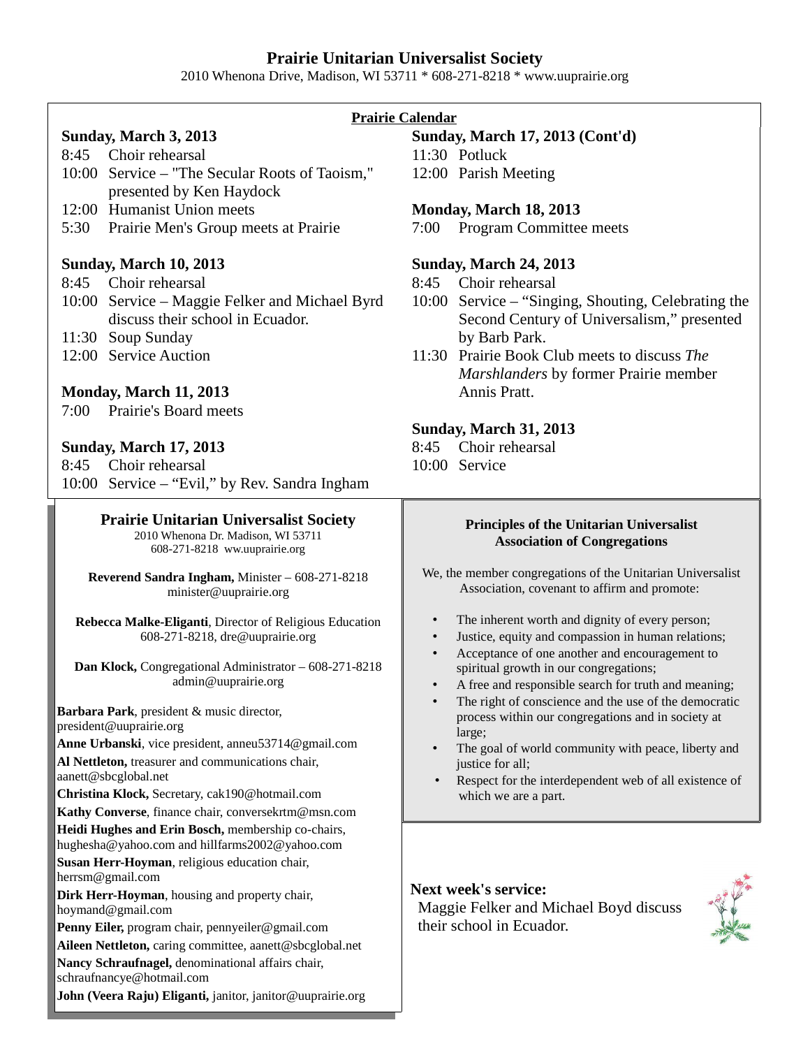# Prairie Unitarian Universalist Society

2010 Whenona Drive, Madison, WI 53711 * 608-271-8218 * www.uuprairie.org

## Prairie Calendar

**Sunday, March 3, 2013**

- 8:45 Choir rehearsal
- 10:00 Service – "The Secular Roots of Taoism," presented by Ken Haydock
- 12:00 Humanist Union meets
- 5:30 Prairie Men's Group meets at Prairie

**Sunday, March 10, 2013**

- 8:45 Choir rehearsal
- 10:00 Service – Maggie Felker and Michael Byrd discuss their school in Ecuador.
- 11:30 Soup Sunday
- 12:00 Service Auction

**Monday, March 11, 2013**

- 7:00 Prairie's Board meets

**Sunday, March 17, 2013**

- 8:45 Choir rehearsal
- 10:00 Service – "Evil," by Rev. Sandra Ingham

**Sunday, March 17, 2013 (Cont'd)**

- 11:30 Potluck
- 12:00 Parish Meeting

**Monday, March 18, 2013**

- 7:00 Program Committee meets

**Sunday, March 24, 2013**

- 8:45 Choir rehearsal
- 10:00 Service – "Singing, Shouting, Celebrating the Second Century of Universalism," presented by Barb Park.
- 11:30 Prairie Book Club meets to discuss *The Marshlanders* by former Prairie member Annis Pratt.

**Sunday, March 31, 2013**

- 8:45 Choir rehearsal
- 10:00 Service

### Prairie Unitarian Universalist Society

2010 Whenona Dr. Madison, WI 53711
608-271-8218 ww.uuprairie.org

**Reverend Sandra Ingham,** Minister – 608-271-8218
minister@uuprairie.org

**Rebecca Malke-Eliganti**, Director of Religious Education
608-271-8218, dre@uuprairie.org

**Dan Klock,** Congregational Administrator – 608-271-8218
admin@uuprairie.org

**Barbara Park**, president & music director, president@uuprairie.org

**Anne Urbanski**, vice president, anneu53714@gmail.com

**Al Nettleton,** treasurer and communications chair, aanett@sbcglobal.net

**Christina Klock,** Secretary, cak190@hotmail.com

**Kathy Converse**, finance chair, conversekrtm@msn.com

**Heidi Hughes and Erin Bosch,** membership co-chairs, hughesha@yahoo.com and hillfarms2002@yahoo.com

**Susan Herr-Hoyman**, religious education chair, herrsm@gmail.com

**Dirk Herr-Hoyman**, housing and property chair, hoymand@gmail.com

**Penny Eiler,** program chair, pennyeiler@gmail.com

**Aileen Nettleton,** caring committee, aanett@sbcglobal.net

**Nancy Schraufnagel,** denominational affairs chair, schraufnancye@hotmail.com

**John (Veera Raju) Eliganti,** janitor, janitor@uuprairie.org

### Principles of the Unitarian Universalist Association of Congregations

We, the member congregations of the Unitarian Universalist Association, covenant to affirm and promote:

- The inherent worth and dignity of every person;
- Justice, equity and compassion in human relations;
- Acceptance of one another and encouragement to spiritual growth in our congregations;
- A free and responsible search for truth and meaning;
- The right of conscience and the use of the democratic process within our congregations and in society at large;
- The goal of world community with peace, liberty and justice for all;
- Respect for the interdependent web of all existence of which we are a part.

**Next week's service:**
Maggie Felker and Michael Boyd discuss their school in Ecuador.